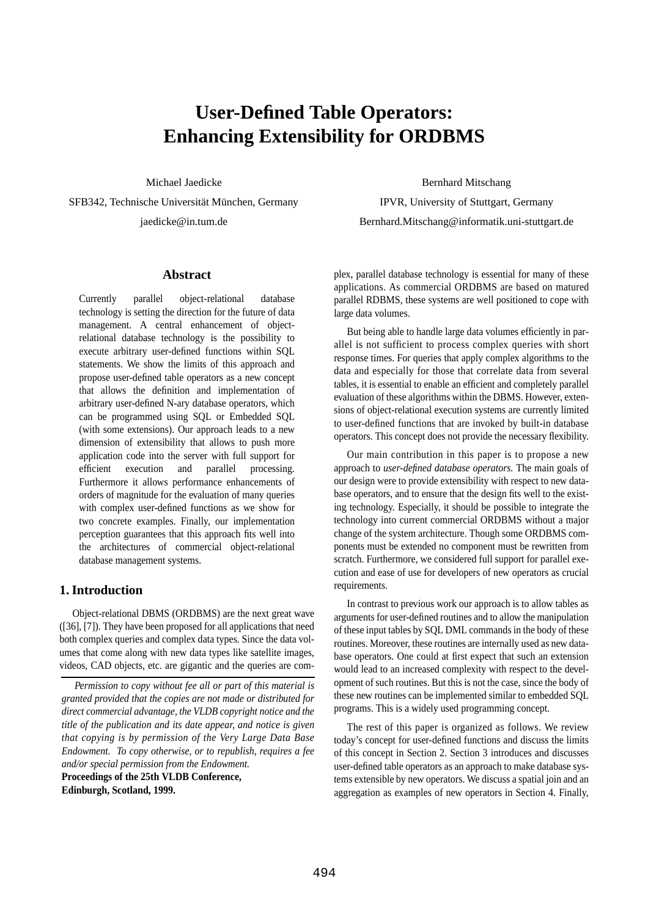# User-Defined Table Operators: Enhancing Extensibility for ORDBMS

Michael Jaedicke
SFB342, Technische Universität München, Germany
jaedicke@in.tum.de

Bernhard Mitschang
IPVR, University of Stuttgart, Germany
Bernhard.Mitschang@informatik.uni-stuttgart.de

## Abstract

Currently parallel object-relational database technology is setting the direction for the future of data management. A central enhancement of object-relational database technology is the possibility to execute arbitrary user-defined functions within SQL statements. We show the limits of this approach and propose user-defined table operators as a new concept that allows the definition and implementation of arbitrary user-defined N-ary database operators, which can be programmed using SQL or Embedded SQL (with some extensions). Our approach leads to a new dimension of extensibility that allows to push more application code into the server with full support for efficient execution and parallel processing. Furthermore it allows performance enhancements of orders of magnitude for the evaluation of many queries with complex user-defined functions as we show for two concrete examples. Finally, our implementation perception guarantees that this approach fits well into the architectures of commercial object-relational database management systems.

## 1. Introduction

Object-relational DBMS (ORDBMS) are the next great wave ([36], [7]). They have been proposed for all applications that need both complex queries and complex data types. Since the data volumes that come along with new data types like satellite images, videos, CAD objects, etc. are gigantic and the queries are complex, parallel database technology is essential for many of these applications. As commercial ORDBMS are based on matured parallel RDBMS, these systems are well positioned to cope with large data volumes.

But being able to handle large data volumes efficiently in parallel is not sufficient to process complex queries with short response times. For queries that apply complex algorithms to the data and especially for those that correlate data from several tables, it is essential to enable an efficient and completely parallel evaluation of these algorithms within the DBMS. However, extensions of object-relational execution systems are currently limited to user-defined functions that are invoked by built-in database operators. This concept does not provide the necessary flexibility.

Our main contribution in this paper is to propose a new approach to *user-defined database operators.* The main goals of our design were to provide extensibility with respect to new database operators, and to ensure that the design fits well to the existing technology. Especially, it should be possible to integrate the technology into current commercial ORDBMS without a major change of the system architecture. Though some ORDBMS components must be extended no component must be rewritten from scratch. Furthermore, we considered full support for parallel execution and ease of use for developers of new operators as crucial requirements.

In contrast to previous work our approach is to allow tables as arguments for user-defined routines and to allow the manipulation of these input tables by SQL DML commands in the body of these routines. Moreover, these routines are internally used as new database operators. One could at first expect that such an extension would lead to an increased complexity with respect to the development of such routines. But this is not the case, since the body of these new routines can be implemented similar to embedded SQL programs. This is a widely used programming concept.

The rest of this paper is organized as follows. We review today's concept for user-defined functions and discuss the limits of this concept in Section 2. Section 3 introduces and discusses user-defined table operators as an approach to make database systems extensible by new operators. We discuss a spatial join and an aggregation as examples of new operators in Section 4. Finally,

*Permission to copy without fee all or part of this material is granted provided that the copies are not made or distributed for direct commercial advantage, the VLDB copyright notice and the title of the publication and its date appear, and notice is given that copying is by permission of the Very Large Data Base Endowment. To copy otherwise, or to republish, requires a fee and/or special permission from the Endowment.*

**Proceedings of the 25th VLDB Conference, Edinburgh, Scotland, 1999.**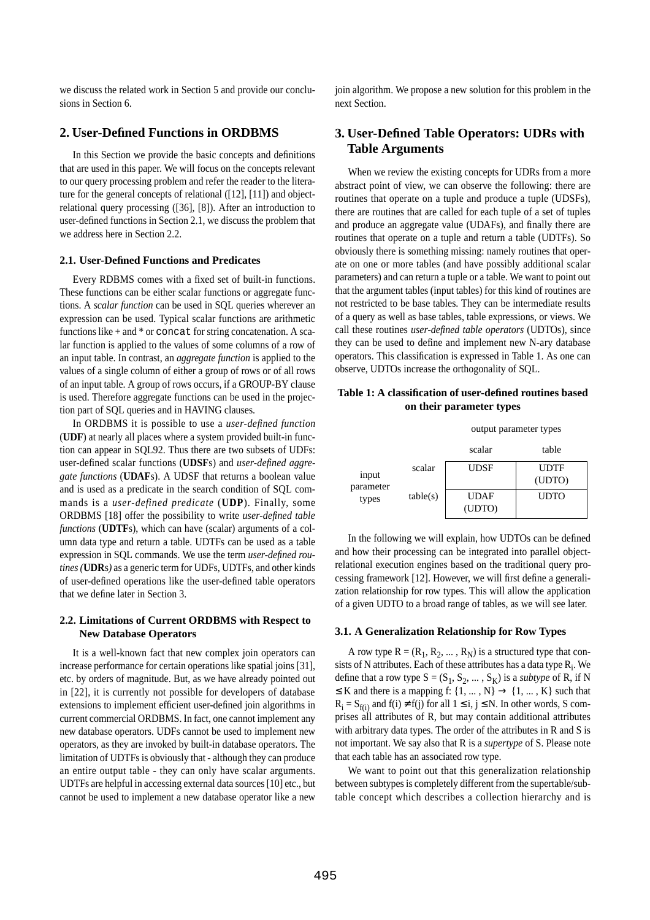we discuss the related work in Section 5 and provide our conclusions in Section 6.

## 2. User-Defined Functions in ORDBMS

In this Section we provide the basic concepts and definitions that are used in this paper. We will focus on the concepts relevant to our query processing problem and refer the reader to the literature for the general concepts of relational ([12], [11]) and object-relational query processing ([36], [8]). After an introduction to user-defined functions in Section 2.1, we discuss the problem that we address here in Section 2.2.

### 2.1. User-Defined Functions and Predicates

Every RDBMS comes with a fixed set of built-in functions. These functions can be either scalar functions or aggregate functions. A *scalar function* can be used in SQL queries wherever an expression can be used. Typical scalar functions are arithmetic functions like + and * or `concat` for string concatenation. A scalar function is applied to the values of some columns of a row of an input table. In contrast, an *aggregate function* is applied to the values of a single column of either a group of rows or of all rows of an input table. A group of rows occurs, if a GROUP-BY clause is used. Therefore aggregate functions can be used in the projection part of SQL queries and in HAVING clauses.

In ORDBMS it is possible to use a *user-defined function* (**UDF**) at nearly all places where a system provided built-in function can appear in SQL92. Thus there are two subsets of UDFs: user-defined scalar functions (**UDSF**s) and *user-defined aggregate functions* (**UDAF**s). A UDSF that returns a boolean value and is used as a predicate in the search condition of SQL commands is a *user-defined predicate* (**UDP**). Finally, some ORDBMS [18] offer the possibility to write *user-defined table functions* (**UDTF**s), which can have (scalar) arguments of a column data type and return a table. UDTFs can be used as a table expression in SQL commands. We use the term *user-defined routines (***UDR**s*)* as a generic term for UDFs, UDTFs, and other kinds of user-defined operations like the user-defined table operators that we define later in Section 3.

### 2.2. Limitations of Current ORDBMS with Respect to New Database Operators

It is a well-known fact that new complex join operators can increase performance for certain operations like spatial joins [31], etc. by orders of magnitude. But, as we have already pointed out in [22], it is currently not possible for developers of database extensions to implement efficient user-defined join algorithms in current commercial ORDBMS. In fact, one cannot implement any new database operators. UDFs cannot be used to implement new operators, as they are invoked by built-in database operators. The limitation of UDTFs is obviously that - although they can produce an entire output table - they can only have scalar arguments. UDTFs are helpful in accessing external data sources [10] etc., but cannot be used to implement a new database operator like a new join algorithm. We propose a new solution for this problem in the next Section.

## 3. User-Defined Table Operators: UDRs with Table Arguments

When we review the existing concepts for UDRs from a more abstract point of view, we can observe the following: there are routines that operate on a tuple and produce a tuple (UDSFs), there are routines that are called for each tuple of a set of tuples and produce an aggregate value (UDAFs), and finally there are routines that operate on a tuple and return a table (UDTFs). So obviously there is something missing: namely routines that operate on one or more tables (and have possibly additional scalar parameters) and can return a tuple or a table. We want to point out that the argument tables (input tables) for this kind of routines are not restricted to be base tables. They can be intermediate results of a query as well as base tables, table expressions, or views. We call these routines *user-defined table operators* (UDTOs), since they can be used to define and implement new N-ary database operators. This classification is expressed in Table 1. As one can observe, UDTOs increase the orthogonality of SQL.

**Table 1: A classification of user-defined routines based on their parameter types**

| | | output parameter types | |
|---|---|---|---|
| | | scalar | table |
| input parameter types | scalar | UDSF | UDTF (UDTO) |
| | table(s) | UDAF (UDTO) | UDTO |

In the following we will explain, how UDTOs can be defined and how their processing can be integrated into parallel object-relational execution engines based on the traditional query processing framework [12]. However, we will first define a generalization relationship for row types. This will allow the application of a given UDTO to a broad range of tables, as we will see later.

### 3.1. A Generalization Relationship for Row Types

A row type $R = (R_1, R_2, ... , R_N)$ is a structured type that consists of N attributes. Each of these attributes has a data type $R_i$. We define that a row type $S = (S_1, S_2, ... , S_K)$ is a *subtype* of R, if $N \leq K$ and there is a mapping $f: \{1, ... , N\} \rightarrow \{1, ... , K\}$ such that $R_i = S_{f(i)}$ and $f(i) \neq f(j)$ for all $1 \leq i, j \leq N$. In other words, S comprises all attributes of R, but may contain additional attributes with arbitrary data types. The order of the attributes in R and S is not important. We say also that R is a *supertype* of S. Please note that each table has an associated row type.

We want to point out that this generalization relationship between subtypes is completely different from the supertable/subtable concept which describes a collection hierarchy and is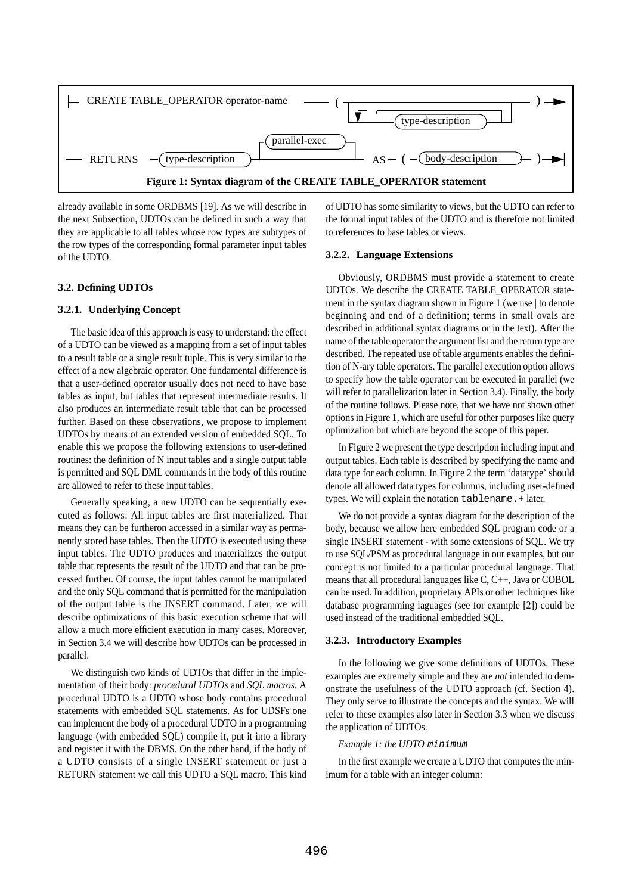```
|— CREATE TABLE_OPERATOR operator-name —— ( —┬——————————————————————┬— ) —>
                                              └─<── , ── type-description ─┘

—— RETURNS —( type-description )—┬————————————————————┬— AS — ( —( body-description )— ) —>|
                                  └─( parallel-exec )──┘
```

**Figure 1: Syntax diagram of the CREATE TABLE_OPERATOR statement**

already available in some ORDBMS [19]. As we will describe in the next Subsection, UDTOs can be defined in such a way that they are applicable to all tables whose row types are subtypes of the row types of the corresponding formal parameter input tables of the UDTO.

### 3.2. Defining UDTOs

#### 3.2.1. Underlying Concept

The basic idea of this approach is easy to understand: the effect of a UDTO can be viewed as a mapping from a set of input tables to a result table or a single result tuple. This is very similar to the effect of a new algebraic operator. One fundamental difference is that a user-defined operator usually does not need to have base tables as input, but tables that represent intermediate results. It also produces an intermediate result table that can be processed further. Based on these observations, we propose to implement UDTOs by means of an extended version of embedded SQL. To enable this we propose the following extensions to user-defined routines: the definition of N input tables and a single output table is permitted and SQL DML commands in the body of this routine are allowed to refer to these input tables.

Generally speaking, a new UDTO can be sequentially executed as follows: All input tables are first materialized. That means they can be furtheron accessed in a similar way as permanently stored base tables. Then the UDTO is executed using these input tables. The UDTO produces and materializes the output table that represents the result of the UDTO and that can be processed further. Of course, the input tables cannot be manipulated and the only SQL command that is permitted for the manipulation of the output table is the INSERT command. Later, we will describe optimizations of this basic execution scheme that will allow a much more efficient execution in many cases. Moreover, in Section 3.4 we will describe how UDTOs can be processed in parallel.

We distinguish two kinds of UDTOs that differ in the implementation of their body: *procedural UDTOs* and *SQL macros.* A procedural UDTO is a UDTO whose body contains procedural statements with embedded SQL statements. As for UDSFs one can implement the body of a procedural UDTO in a programming language (with embedded SQL) compile it, put it into a library and register it with the DBMS. On the other hand, if the body of a UDTO consists of a single INSERT statement or just a RETURN statement we call this UDTO a SQL macro. This kind of UDTO has some similarity to views, but the UDTO can refer to the formal input tables of the UDTO and is therefore not limited to references to base tables or views.

#### 3.2.2. Language Extensions

Obviously, ORDBMS must provide a statement to create UDTOs. We describe the CREATE TABLE_OPERATOR statement in the syntax diagram shown in Figure 1 (we use | to denote beginning and end of a definition; terms in small ovals are described in additional syntax diagrams or in the text). After the name of the table operator the argument list and the return type are described. The repeated use of table arguments enables the definition of N-ary table operators. The parallel execution option allows to specify how the table operator can be executed in parallel (we will refer to parallelization later in Section 3.4). Finally, the body of the routine follows. Please note, that we have not shown other options in Figure 1, which are useful for other purposes like query optimization but which are beyond the scope of this paper.

In Figure 2 we present the type description including input and output tables. Each table is described by specifying the name and data type for each column. In Figure 2 the term 'datatype' should denote all allowed data types for columns, including user-defined types. We will explain the notation `tablename.+` later.

We do not provide a syntax diagram for the description of the body, because we allow here embedded SQL program code or a single INSERT statement - with some extensions of SQL. We try to use SQL/PSM as procedural language in our examples, but our concept is not limited to a particular procedural language. That means that all procedural languages like C, C++, Java or COBOL can be used. In addition, proprietary APIs or other techniques like database programming laguages (see for example [2]) could be used instead of the traditional embedded SQL.

#### 3.2.3. Introductory Examples

In the following we give some definitions of UDTOs. These examples are extremely simple and they are *not* intended to demonstrate the usefulness of the UDTO approach (cf. Section 4). They only serve to illustrate the concepts and the syntax. We will refer to these examples also later in Section 3.3 when we discuss the application of UDTOs.

*Example 1: the UDTO* `minimum`

In the first example we create a UDTO that computes the minimum for a table with an integer column: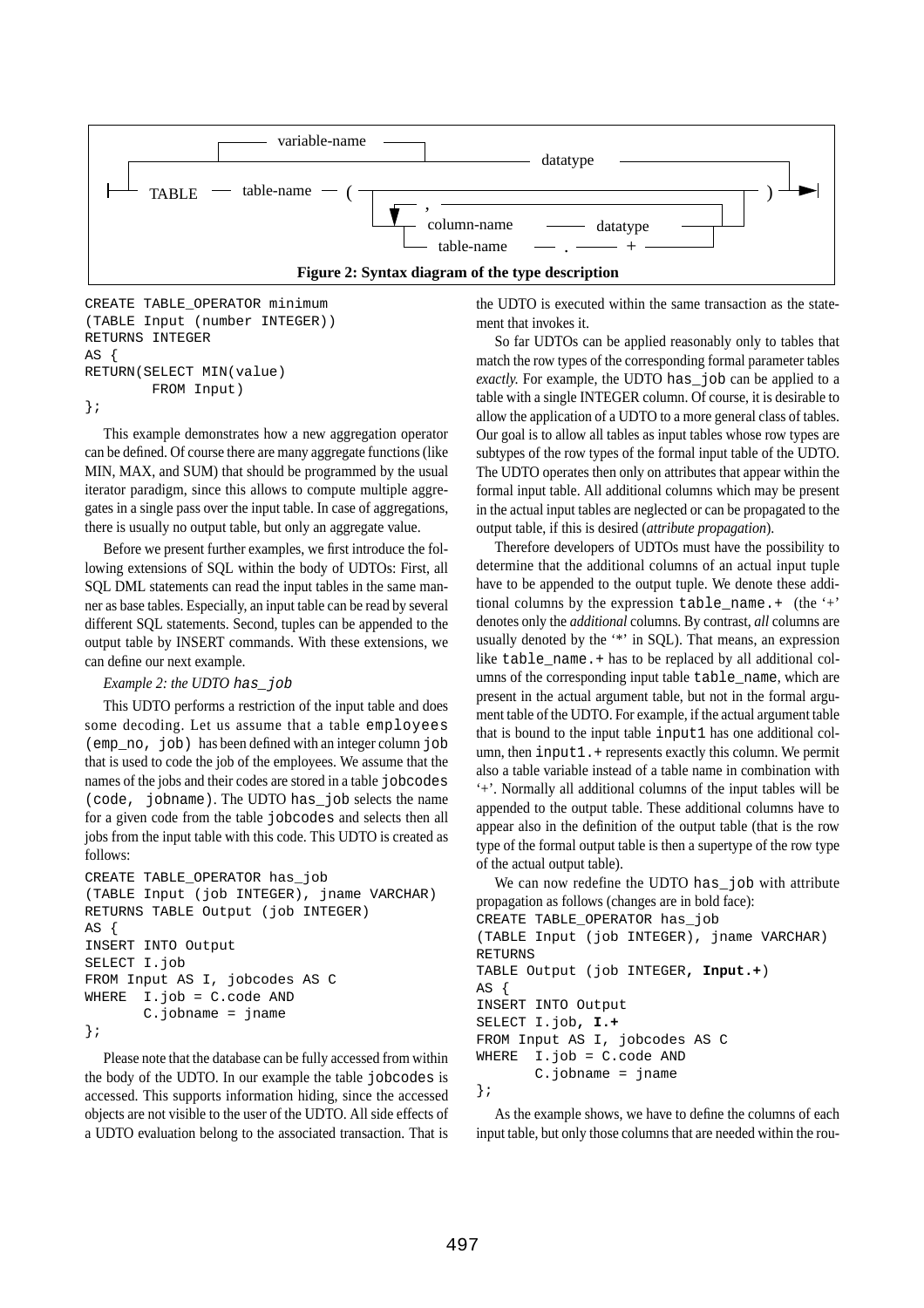TABLE table-name ( variable-name datatype , column-name datatype table-name . + )

**Figure 2: Syntax diagram of the type description**

```
CREATE TABLE_OPERATOR minimum
(TABLE Input (number INTEGER))
RETURNS INTEGER
AS {
RETURN(SELECT MIN(value)
        FROM Input)
};
```

This example demonstrates how a new aggregation operator can be defined. Of course there are many aggregate functions (like MIN, MAX, and SUM) that should be programmed by the usual iterator paradigm, since this allows to compute multiple aggregates in a single pass over the input table. In case of aggregations, there is usually no output table, but only an aggregate value.

Before we present further examples, we first introduce the following extensions of SQL within the body of UDTOs: First, all SQL DML statements can read the input tables in the same manner as base tables. Especially, an input table can be read by several different SQL statements. Second, tuples can be appended to the output table by INSERT commands. With these extensions, we can define our next example.

*Example 2: the UDTO* `has_job`

This UDTO performs a restriction of the input table and does some decoding. Let us assume that a table `employees (emp_no, job)` has been defined with an integer column `job` that is used to code the job of the employees. We assume that the names of the jobs and their codes are stored in a table `jobcodes (code, jobname)`. The UDTO `has_job` selects the name for a given code from the table `jobcodes` and selects then all jobs from the input table with this code. This UDTO is created as follows:

```
CREATE TABLE_OPERATOR has_job
(TABLE Input (job INTEGER), jname VARCHAR)
RETURNS TABLE Output (job INTEGER)
AS {
INSERT INTO Output
SELECT I.job
FROM Input AS I, jobcodes AS C
WHERE  I.job = C.code AND
       C.jobname = jname
};
```

Please note that the database can be fully accessed from within the body of the UDTO. In our example the table `jobcodes` is accessed. This supports information hiding, since the accessed objects are not visible to the user of the UDTO. All side effects of a UDTO evaluation belong to the associated transaction. That is the UDTO is executed within the same transaction as the statement that invokes it.

So far UDTOs can be applied reasonably only to tables that match the row types of the corresponding formal parameter tables *exactly*. For example, the UDTO `has_job` can be applied to a table with a single INTEGER column. Of course, it is desirable to allow the application of a UDTO to a more general class of tables. Our goal is to allow all tables as input tables whose row types are subtypes of the row types of the formal input table of the UDTO. The UDTO operates then only on attributes that appear within the formal input table. All additional columns which may be present in the actual input tables are neglected or can be propagated to the output table, if this is desired (*attribute propagation*).

Therefore developers of UDTOs must have the possibility to determine that the additional columns of an actual input tuple have to be appended to the output tuple. We denote these additional columns by the expression `table_name.+` (the '+' denotes only the *additional* columns. By contrast, *all* columns are usually denoted by the '*' in SQL). That means, an expression like `table_name.+` has to be replaced by all additional columns of the corresponding input table `table_name`, which are present in the actual argument table, but not in the formal argument table of the UDTO. For example, if the actual argument table that is bound to the input table `input1` has one additional column, then `input1.+` represents exactly this column. We permit also a table variable instead of a table name in combination with '+'. Normally all additional columns of the input tables will be appended to the output table. These additional columns have to appear also in the definition of the output table (that is the row type of the formal output table is then a supertype of the row type of the actual output table).

We can now redefine the UDTO `has_job` with attribute propagation as follows (changes are in bold face):

```
CREATE TABLE_OPERATOR has_job
(TABLE Input (job INTEGER), jname VARCHAR)
RETURNS
TABLE Output (job INTEGER, Input.+)
AS {
INSERT INTO Output
SELECT I.job, I.+
FROM Input AS I, jobcodes AS C
WHERE  I.job = C.code AND
       C.jobname = jname
};
```

As the example shows, we have to define the columns of each input table, but only those columns that are needed within the rou-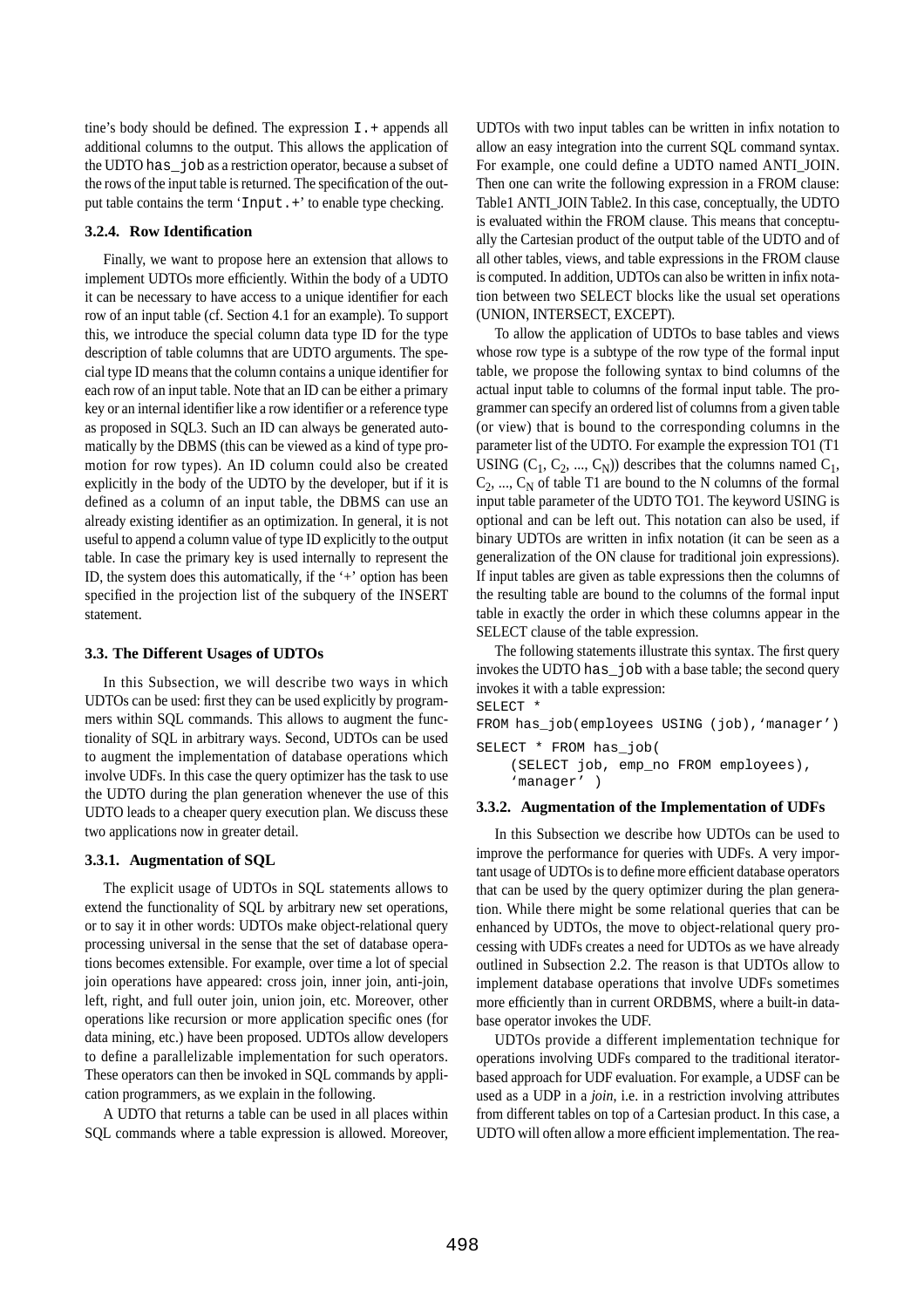tine's body should be defined. The expression `I.+` appends all additional columns to the output. This allows the application of the UDTO `has_job` as a restriction operator, because a subset of the rows of the input table is returned. The specification of the output table contains the term '`Input.+`' to enable type checking.

#### 3.2.4. Row Identification

Finally, we want to propose here an extension that allows to implement UDTOs more efficiently. Within the body of a UDTO it can be necessary to have access to a unique identifier for each row of an input table (cf. Section 4.1 for an example). To support this, we introduce the special column data type ID for the type description of table columns that are UDTO arguments. The special type ID means that the column contains a unique identifier for each row of an input table. Note that an ID can be either a primary key or an internal identifier like a row identifier or a reference type as proposed in SQL3. Such an ID can always be generated automatically by the DBMS (this can be viewed as a kind of type promotion for row types). An ID column could also be created explicitly in the body of the UDTO by the developer, but if it is defined as a column of an input table, the DBMS can use an already existing identifier as an optimization. In general, it is not useful to append a column value of type ID explicitly to the output table. In case the primary key is used internally to represent the ID, the system does this automatically, if the '+' option has been specified in the projection list of the subquery of the INSERT statement.

### 3.3. The Different Usages of UDTOs

In this Subsection, we will describe two ways in which UDTOs can be used: first they can be used explicitly by programmers within SQL commands. This allows to augment the functionality of SQL in arbitrary ways. Second, UDTOs can be used to augment the implementation of database operations which involve UDFs. In this case the query optimizer has the task to use the UDTO during the plan generation whenever the use of this UDTO leads to a cheaper query execution plan. We discuss these two applications now in greater detail.

#### 3.3.1. Augmentation of SQL

The explicit usage of UDTOs in SQL statements allows to extend the functionality of SQL by arbitrary new set operations, or to say it in other words: UDTOs make object-relational query processing universal in the sense that the set of database operations becomes extensible. For example, over time a lot of special join operations have appeared: cross join, inner join, anti-join, left, right, and full outer join, union join, etc. Moreover, other operations like recursion or more application specific ones (for data mining, etc.) have been proposed. UDTOs allow developers to define a parallelizable implementation for such operators. These operators can then be invoked in SQL commands by application programmers, as we explain in the following.

A UDTO that returns a table can be used in all places within SQL commands where a table expression is allowed. Moreover, UDTOs with two input tables can be written in infix notation to allow an easy integration into the current SQL command syntax. For example, one could define a UDTO named ANTI_JOIN. Then one can write the following expression in a FROM clause: Table1 ANTI_JOIN Table2. In this case, conceptually, the UDTO is evaluated within the FROM clause. This means that conceptually the Cartesian product of the output table of the UDTO and of all other tables, views, and table expressions in the FROM clause is computed. In addition, UDTOs can also be written in infix notation between two SELECT blocks like the usual set operations (UNION, INTERSECT, EXCEPT).

To allow the application of UDTOs to base tables and views whose row type is a subtype of the row type of the formal input table, we propose the following syntax to bind columns of the actual input table to columns of the formal input table. The programmer can specify an ordered list of columns from a given table (or view) that is bound to the corresponding columns in the parameter list of the UDTO. For example the expression TO1 (T1 USING ($C_1$, $C_2$, ..., $C_N$)) describes that the columns named $C_1$, $C_2$, ..., $C_N$ of table T1 are bound to the N columns of the formal input table parameter of the UDTO TO1. The keyword USING is optional and can be left out. This notation can also be used, if binary UDTOs are written in infix notation (it can be seen as a generalization of the ON clause for traditional join expressions). If input tables are given as table expressions then the columns of the resulting table are bound to the columns of the formal input table in exactly the order in which these columns appear in the SELECT clause of the table expression.

The following statements illustrate this syntax. The first query invokes the UDTO `has_job` with a base table; the second query invokes it with a table expression:

```
SELECT *
FROM has_job(employees USING (job),'manager')
```

```
SELECT * FROM has_job(
    (SELECT job, emp_no FROM employees),
    'manager' )
```

#### 3.3.2. Augmentation of the Implementation of UDFs

In this Subsection we describe how UDTOs can be used to improve the performance for queries with UDFs. A very important usage of UDTOs is to define more efficient database operators that can be used by the query optimizer during the plan generation. While there might be some relational queries that can be enhanced by UDTOs, the move to object-relational query processing with UDFs creates a need for UDTOs as we have already outlined in Subsection 2.2. The reason is that UDTOs allow to implement database operations that involve UDFs sometimes more efficiently than in current ORDBMS, where a built-in database operator invokes the UDF.

UDTOs provide a different implementation technique for operations involving UDFs compared to the traditional iterator-based approach for UDF evaluation. For example, a UDSF can be used as a UDP in a *join*, i.e. in a restriction involving attributes from different tables on top of a Cartesian product. In this case, a UDTO will often allow a more efficient implementation. The rea-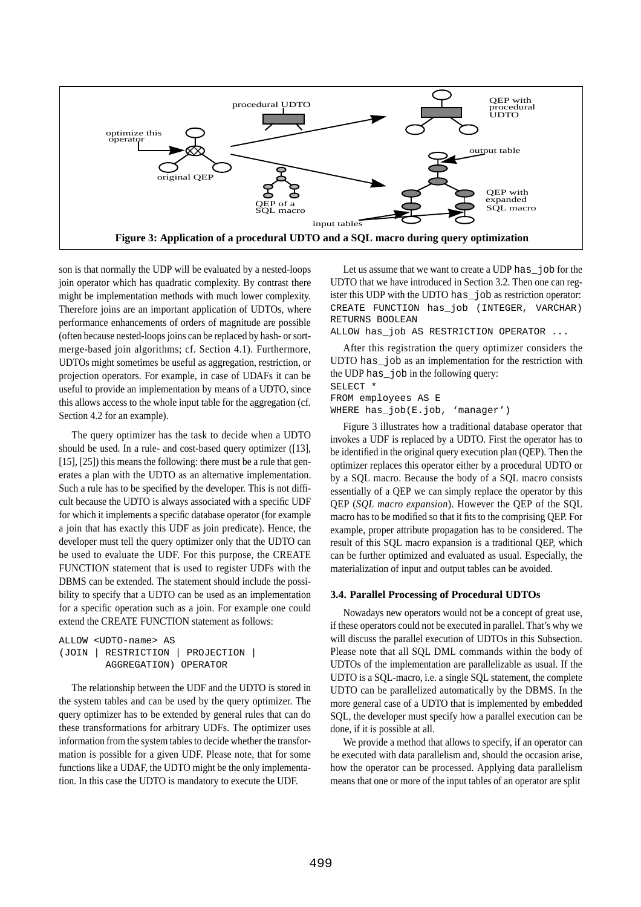**Figure 3: Application of a procedural UDTO and a SQL macro during query optimization**

son is that normally the UDP will be evaluated by a nested-loops join operator which has quadratic complexity. By contrast there might be implementation methods with much lower complexity. Therefore joins are an important application of UDTOs, where performance enhancements of orders of magnitude are possible (often because nested-loops joins can be replaced by hash- or sort-merge-based join algorithms; cf. Section 4.1). Furthermore, UDTOs might sometimes be useful as aggregation, restriction, or projection operators. For example, in case of UDAFs it can be useful to provide an implementation by means of a UDTO, since this allows access to the whole input table for the aggregation (cf. Section 4.2 for an example).

The query optimizer has the task to decide when a UDTO should be used. In a rule- and cost-based query optimizer ([13], [15], [25]) this means the following: there must be a rule that generates a plan with the UDTO as an alternative implementation. Such a rule has to be specified by the developer. This is not difficult because the UDTO is always associated with a specific UDF for which it implements a specific database operator (for example a join that has exactly this UDF as join predicate). Hence, the developer must tell the query optimizer only that the UDTO can be used to evaluate the UDF. For this purpose, the CREATE FUNCTION statement that is used to register UDFs with the DBMS can be extended. The statement should include the possibility to specify that a UDTO can be used as an implementation for a specific operation such as a join. For example one could extend the CREATE FUNCTION statement as follows:

```
ALLOW <UDTO-name> AS
(JOIN | RESTRICTION | PROJECTION |
        AGGREGATION) OPERATOR
```

The relationship between the UDF and the UDTO is stored in the system tables and can be used by the query optimizer. The query optimizer has to be extended by general rules that can do these transformations for arbitrary UDFs. The optimizer uses information from the system tables to decide whether the transformation is possible for a given UDF. Please note, that for some functions like a UDAF, the UDTO might be the only implementation. In this case the UDTO is mandatory to execute the UDF.

Let us assume that we want to create a UDP `has_job` for the UDTO that we have introduced in Section 3.2. Then one can register this UDP with the UDTO `has_job` as restriction operator:

```
CREATE FUNCTION has_job (INTEGER, VARCHAR)
RETURNS BOOLEAN
ALLOW has_job AS RESTRICTION OPERATOR ...
```

After this registration the query optimizer considers the UDTO `has_job` as an implementation for the restriction with the UDP `has_job` in the following query:

```
SELECT *
FROM employees AS E
WHERE has_job(E.job, 'manager')
```

Figure 3 illustrates how a traditional database operator that invokes a UDF is replaced by a UDTO. First the operator has to be identified in the original query execution plan (QEP). Then the optimizer replaces this operator either by a procedural UDTO or by a SQL macro. Because the body of a SQL macro consists essentially of a QEP we can simply replace the operator by this QEP (*SQL macro expansion*). However the QEP of the SQL macro has to be modified so that it fits to the comprising QEP. For example, proper attribute propagation has to be considered. The result of this SQL macro expansion is a traditional QEP, which can be further optimized and evaluated as usual. Especially, the materialization of input and output tables can be avoided.

### 3.4. Parallel Processing of Procedural UDTOs

Nowadays new operators would not be a concept of great use, if these operators could not be executed in parallel. That's why we will discuss the parallel execution of UDTOs in this Subsection. Please note that all SQL DML commands within the body of UDTOs of the implementation are parallelizable as usual. If the UDTO is a SQL-macro, i.e. a single SQL statement, the complete UDTO can be parallelized automatically by the DBMS. In the more general case of a UDTO that is implemented by embedded SQL, the developer must specify how a parallel execution can be done, if it is possible at all.

We provide a method that allows to specify, if an operator can be executed with data parallelism and, should the occasion arise, how the operator can be processed. Applying data parallelism means that one or more of the input tables of an operator are split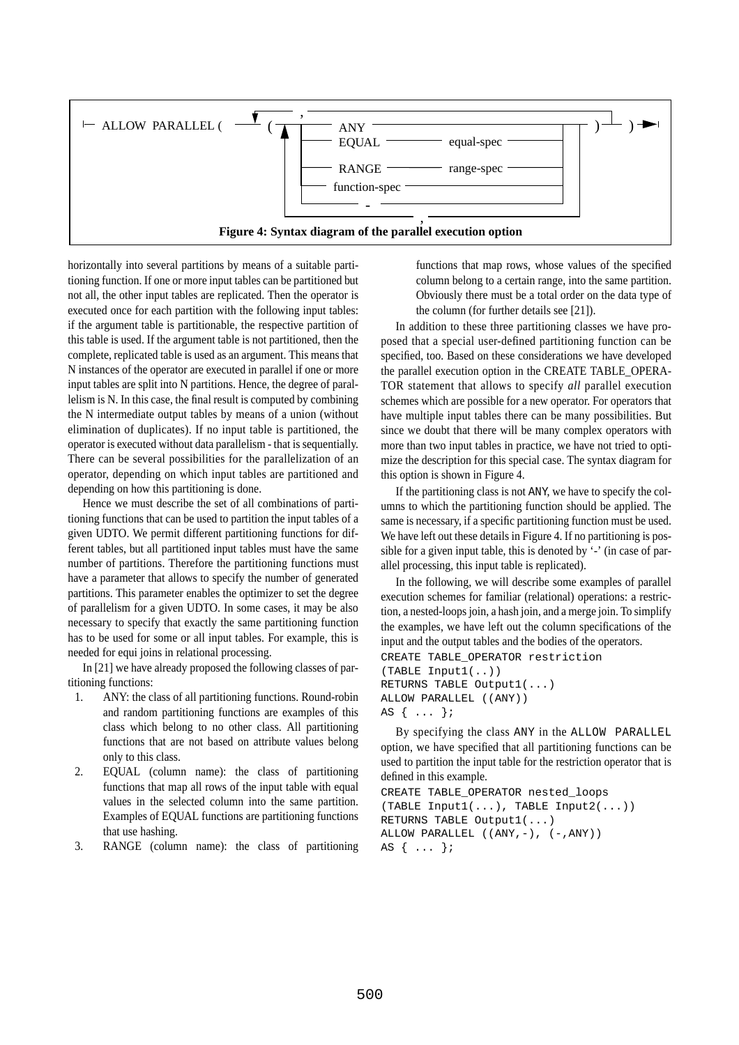```
|- ALLOW PARALLEL ( ( ANY                        ) ) ->|
                      EQUAL        equal-spec
                      RANGE        range-spec
                      function-spec
                      -
```

**Figure 4: Syntax diagram of the parallel execution option**

horizontally into several partitions by means of a suitable partitioning function. If one or more input tables can be partitioned but not all, the other input tables are replicated. Then the operator is executed once for each partition with the following input tables: if the argument table is partitionable, the respective partition of this table is used. If the argument table is not partitioned, then the complete, replicated table is used as an argument. This means that N instances of the operator are executed in parallel if one or more input tables are split into N partitions. Hence, the degree of parallelism is N. In this case, the final result is computed by combining the N intermediate output tables by means of a union (without elimination of duplicates). If no input table is partitioned, the operator is executed without data parallelism - that is sequentially. There can be several possibilities for the parallelization of an operator, depending on which input tables are partitioned and depending on how this partitioning is done.

Hence we must describe the set of all combinations of partitioning functions that can be used to partition the input tables of a given UDTO. We permit different partitioning functions for different tables, but all partitioned input tables must have the same number of partitions. Therefore the partitioning functions must have a parameter that allows to specify the number of generated partitions. This parameter enables the optimizer to set the degree of parallelism for a given UDTO. In some cases, it may be also necessary to specify that exactly the same partitioning function has to be used for some or all input tables. For example, this is needed for equi joins in relational processing.

In [21] we have already proposed the following classes of partitioning functions:

1. ANY: the class of all partitioning functions. Round-robin and random partitioning functions are examples of this class which belong to no other class. All partitioning functions that are not based on attribute values belong only to this class.
2. EQUAL (column name): the class of partitioning functions that map all rows of the input table with equal values in the selected column into the same partition. Examples of EQUAL functions are partitioning functions that use hashing.
3. RANGE (column name): the class of partitioning functions that map rows, whose values of the specified column belong to a certain range, into the same partition. Obviously there must be a total order on the data type of the column (for further details see [21]).

In addition to these three partitioning classes we have proposed that a special user-defined partitioning function can be specified, too. Based on these considerations we have developed the parallel execution option in the CREATE TABLE_OPERATOR statement that allows to specify *all* parallel execution schemes which are possible for a new operator. For operators that have multiple input tables there can be many possibilities. But since we doubt that there will be many complex operators with more than two input tables in practice, we have not tried to optimize the description for this special case. The syntax diagram for this option is shown in Figure 4.

If the partitioning class is not ANY, we have to specify the columns to which the partitioning function should be applied. The same is necessary, if a specific partitioning function must be used. We have left out these details in Figure 4. If no partitioning is possible for a given input table, this is denoted by '-' (in case of parallel processing, this input table is replicated).

In the following, we will describe some examples of parallel execution schemes for familiar (relational) operations: a restriction, a nested-loops join, a hash join, and a merge join. To simplify the examples, we have left out the column specifications of the input and the output tables and the bodies of the operators.

```
CREATE TABLE_OPERATOR restriction
(TABLE Input1(..))
RETURNS TABLE Output1(...)
ALLOW PARALLEL ((ANY))
AS { ... };
```

By specifying the class ANY in the ALLOW PARALLEL option, we have specified that all partitioning functions can be used to partition the input table for the restriction operator that is defined in this example.

```
CREATE TABLE_OPERATOR nested_loops
(TABLE Input1(...), TABLE Input2(...))
RETURNS TABLE Output1(...)
ALLOW PARALLEL ((ANY,-), (-,ANY))
AS { ... };
```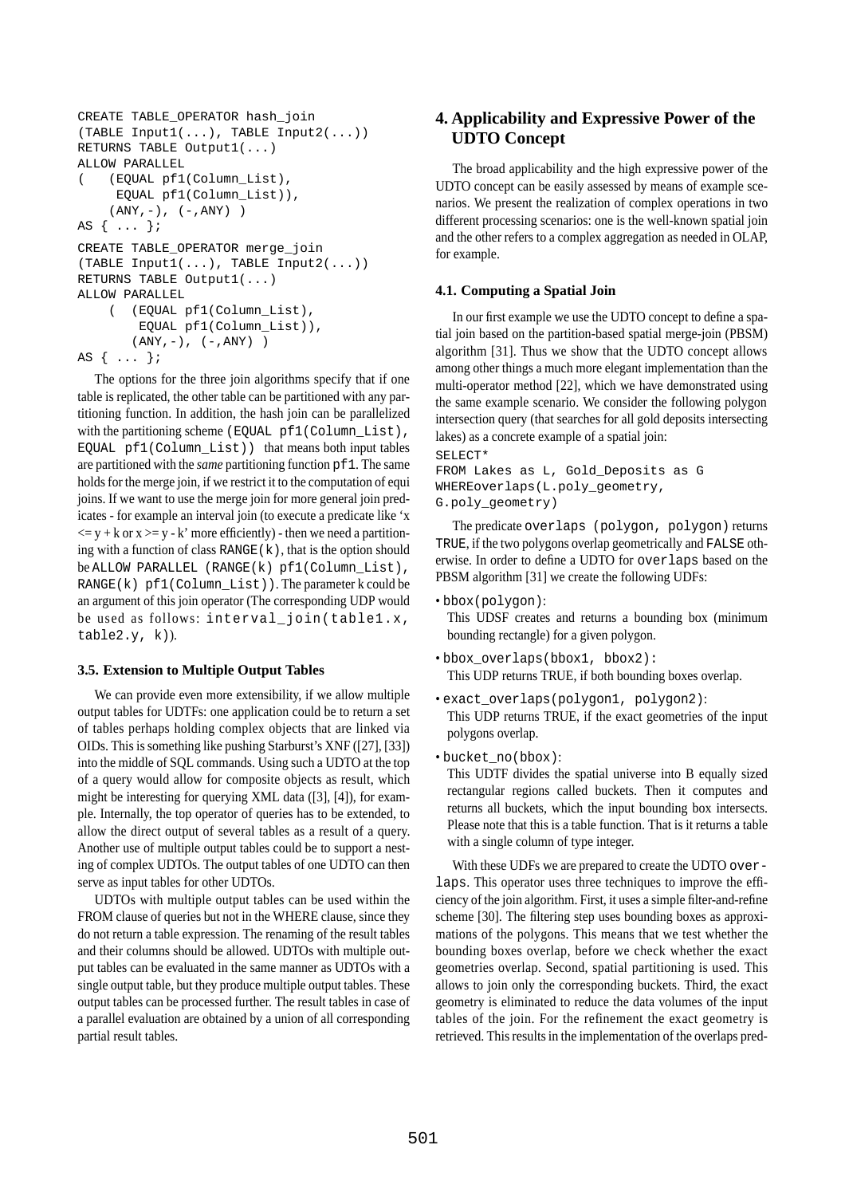```
CREATE TABLE_OPERATOR hash_join
(TABLE Input1(...), TABLE Input2(...))
RETURNS TABLE Output1(...)
ALLOW PARALLEL
(   (EQUAL pf1(Column_List),
     EQUAL pf1(Column_List)),
    (ANY,-), (-,ANY) )
AS { ... };
CREATE TABLE_OPERATOR merge_join
(TABLE Input1(...), TABLE Input2(...))
RETURNS TABLE Output1(...)
ALLOW PARALLEL
    (  (EQUAL pf1(Column_List),
        EQUAL pf1(Column_List)),
       (ANY,-), (-,ANY) )
AS { ... };
```

The options for the three join algorithms specify that if one table is replicated, the other table can be partitioned with any partitioning function. In addition, the hash join can be parallelized with the partitioning scheme `(EQUAL pf1(Column_List), EQUAL pf1(Column_List))` that means both input tables are partitioned with the *same* partitioning function `pf1`. The same holds for the merge join, if we restrict it to the computation of equi joins. If we want to use the merge join for more general join predicates - for example an interval join (to execute a predicate like 'x <= y + k or x >= y - k' more efficiently) - then we need a partitioning with a function of class `RANGE(k)`, that is the option should be `ALLOW PARALLEL (RANGE(k) pf1(Column_List), RANGE(k) pf1(Column_List))`. The parameter k could be an argument of this join operator (The corresponding UDP would be used as follows: `interval_join(table1.x, table2.y, k)`).

### 3.5. Extension to Multiple Output Tables

We can provide even more extensibility, if we allow multiple output tables for UDTFs: one application could be to return a set of tables perhaps holding complex objects that are linked via OIDs. This is something like pushing Starburst's XNF ([27], [33]) into the middle of SQL commands. Using such a UDTO at the top of a query would allow for composite objects as result, which might be interesting for querying XML data ([3], [4]), for example. Internally, the top operator of queries has to be extended, to allow the direct output of several tables as a result of a query. Another use of multiple output tables could be to support a nesting of complex UDTOs. The output tables of one UDTO can then serve as input tables for other UDTOs.

UDTOs with multiple output tables can be used within the FROM clause of queries but not in the WHERE clause, since they do not return a table expression. The renaming of the result tables and their columns should be allowed. UDTOs with multiple output tables can be evaluated in the same manner as UDTOs with a single output table, but they produce multiple output tables. These output tables can be processed further. The result tables in case of a parallel evaluation are obtained by a union of all corresponding partial result tables.

## 4. Applicability and Expressive Power of the UDTO Concept

The broad applicability and the high expressive power of the UDTO concept can be easily assessed by means of example scenarios. We present the realization of complex operations in two different processing scenarios: one is the well-known spatial join and the other refers to a complex aggregation as needed in OLAP, for example.

### 4.1. Computing a Spatial Join

In our first example we use the UDTO concept to define a spatial join based on the partition-based spatial merge-join (PBSM) algorithm [31]. Thus we show that the UDTO concept allows among other things a much more elegant implementation than the multi-operator method [22], which we have demonstrated using the same example scenario. We consider the following polygon intersection query (that searches for all gold deposits intersecting lakes) as a concrete example of a spatial join:

```
SELECT*
FROM Lakes as L, Gold_Deposits as G
WHEREoverlaps(L.poly_geometry,
G.poly_geometry)
```

The predicate `overlaps (polygon, polygon)` returns `TRUE`, if the two polygons overlap geometrically and `FALSE` otherwise. In order to define a UDTO for `overlaps` based on the PBSM algorithm [31] we create the following UDFs:

- `bbox(polygon)`:
  This UDSF creates and returns a bounding box (minimum bounding rectangle) for a given polygon.
- `bbox_overlaps(bbox1, bbox2)`:
  This UDP returns TRUE, if both bounding boxes overlap.
- `exact_overlaps(polygon1, polygon2)`:
  This UDP returns TRUE, if the exact geometries of the input polygons overlap.
- `bucket_no(bbox)`:
  This UDTF divides the spatial universe into B equally sized rectangular regions called buckets. Then it computes and returns all buckets, which the input bounding box intersects. Please note that this is a table function. That is it returns a table with a single column of type integer.

With these UDFs we are prepared to create the UDTO `overlaps`. This operator uses three techniques to improve the efficiency of the join algorithm. First, it uses a simple filter-and-refine scheme [30]. The filtering step uses bounding boxes as approximations of the polygons. This means that we test whether the bounding boxes overlap, before we check whether the exact geometries overlap. Second, spatial partitioning is used. This allows to join only the corresponding buckets. Third, the exact geometry is eliminated to reduce the data volumes of the input tables of the join. For the refinement the exact geometry is retrieved. This results in the implementation of the overlaps pred-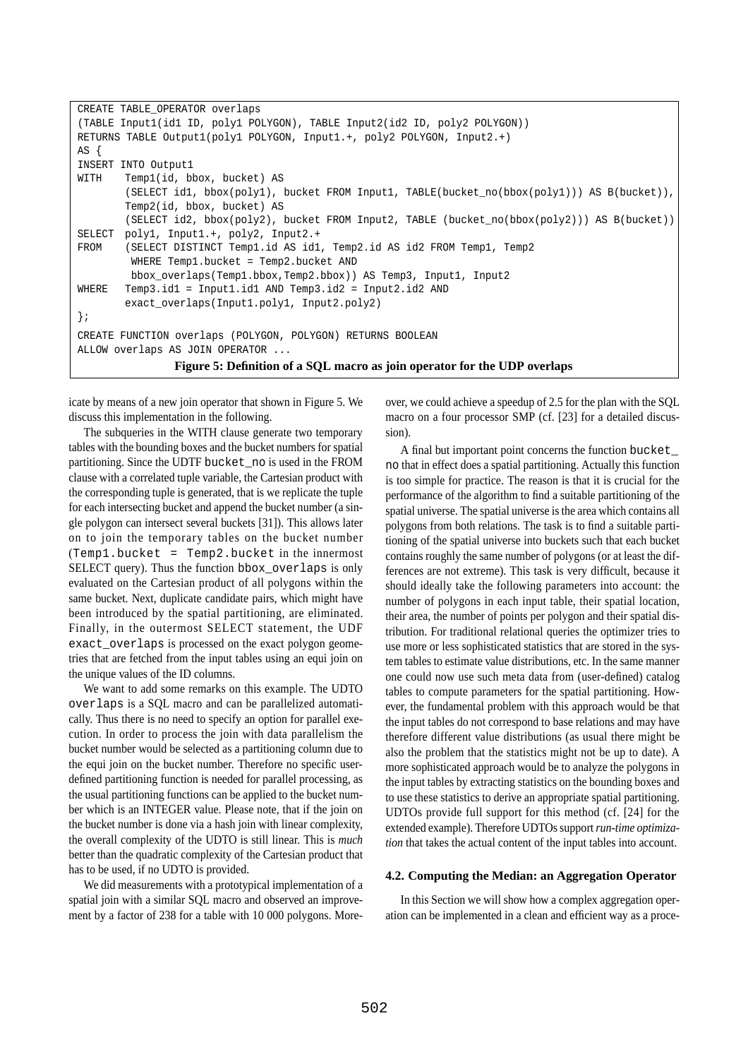```
CREATE TABLE_OPERATOR overlaps
(TABLE Input1(id1 ID, poly1 POLYGON), TABLE Input2(id2 ID, poly2 POLYGON))
RETURNS TABLE Output1(poly1 POLYGON, Input1.+, poly2 POLYGON, Input2.+)
AS {
INSERT INTO Output1
WITH    Temp1(id, bbox, bucket) AS
        (SELECT id1, bbox(poly1), bucket FROM Input1, TABLE(bucket_no(bbox(poly1))) AS B(bucket)),
        Temp2(id, bbox, bucket) AS
        (SELECT id2, bbox(poly2), bucket FROM Input2, TABLE (bucket_no(bbox(poly2))) AS B(bucket))
SELECT  poly1, Input1.+, poly2, Input2.+
FROM    (SELECT DISTINCT Temp1.id AS id1, Temp2.id AS id2 FROM Temp1, Temp2
         WHERE Temp1.bucket = Temp2.bucket AND
         bbox_overlaps(Temp1.bbox,Temp2.bbox)) AS Temp3, Input1, Input2
WHERE   Temp3.id1 = Input1.id1 AND Temp3.id2 = Input2.id2 AND
        exact_overlaps(Input1.poly1, Input2.poly2)
};
CREATE FUNCTION overlaps (POLYGON, POLYGON) RETURNS BOOLEAN
ALLOW overlaps AS JOIN OPERATOR ...
```

**Figure 5: Definition of a SQL macro as join operator for the UDP overlaps**

icate by means of a new join operator that shown in Figure 5. We discuss this implementation in the following.

The subqueries in the WITH clause generate two temporary tables with the bounding boxes and the bucket numbers for spatial partitioning. Since the UDTF `bucket_no` is used in the FROM clause with a correlated tuple variable, the Cartesian product with the corresponding tuple is generated, that is we replicate the tuple for each intersecting bucket and append the bucket number (a single polygon can intersect several buckets [31]). This allows later on to join the temporary tables on the bucket number (`Temp1.bucket = Temp2.bucket` in the innermost SELECT query). Thus the function `bbox_overlaps` is only evaluated on the Cartesian product of all polygons within the same bucket. Next, duplicate candidate pairs, which might have been introduced by the spatial partitioning, are eliminated. Finally, in the outermost SELECT statement, the UDF `exact_overlaps` is processed on the exact polygon geometries that are fetched from the input tables using an equi join on the unique values of the ID columns.

We want to add some remarks on this example. The UDTO `overlaps` is a SQL macro and can be parallelized automatically. Thus there is no need to specify an option for parallel execution. In order to process the join with data parallelism the bucket number would be selected as a partitioning column due to the equi join on the bucket number. Therefore no specific user-defined partitioning function is needed for parallel processing, as the usual partitioning functions can be applied to the bucket number which is an INTEGER value. Please note, that if the join on the bucket number is done via a hash join with linear complexity, the overall complexity of the UDTO is still linear. This is *much* better than the quadratic complexity of the Cartesian product that has to be used, if no UDTO is provided.

We did measurements with a prototypical implementation of a spatial join with a similar SQL macro and observed an improvement by a factor of 238 for a table with 10 000 polygons. Moreover, we could achieve a speedup of 2.5 for the plan with the SQL macro on a four processor SMP (cf. [23] for a detailed discussion).

A final but important point concerns the function `bucket_no` that in effect does a spatial partitioning. Actually this function is too simple for practice. The reason is that it is crucial for the performance of the algorithm to find a suitable partitioning of the spatial universe. The spatial universe is the area which contains all polygons from both relations. The task is to find a suitable partitioning of the spatial universe into buckets such that each bucket contains roughly the same number of polygons (or at least the differences are not extreme). This task is very difficult, because it should ideally take the following parameters into account: the number of polygons in each input table, their spatial location, their area, the number of points per polygon and their spatial distribution. For traditional relational queries the optimizer tries to use more or less sophisticated statistics that are stored in the system tables to estimate value distributions, etc. In the same manner one could now use such meta data from (user-defined) catalog tables to compute parameters for the spatial partitioning. However, the fundamental problem with this approach would be that the input tables do not correspond to base relations and may have therefore different value distributions (as usual there might be also the problem that the statistics might not be up to date). A more sophisticated approach would be to analyze the polygons in the input tables by extracting statistics on the bounding boxes and to use these statistics to derive an appropriate spatial partitioning. UDTOs provide full support for this method (cf. [24] for the extended example). Therefore UDTOs support *run-time optimization* that takes the actual content of the input tables into account.

### 4.2. Computing the Median: an Aggregation Operator

In this Section we will show how a complex aggregation operation can be implemented in a clean and efficient way as a proce-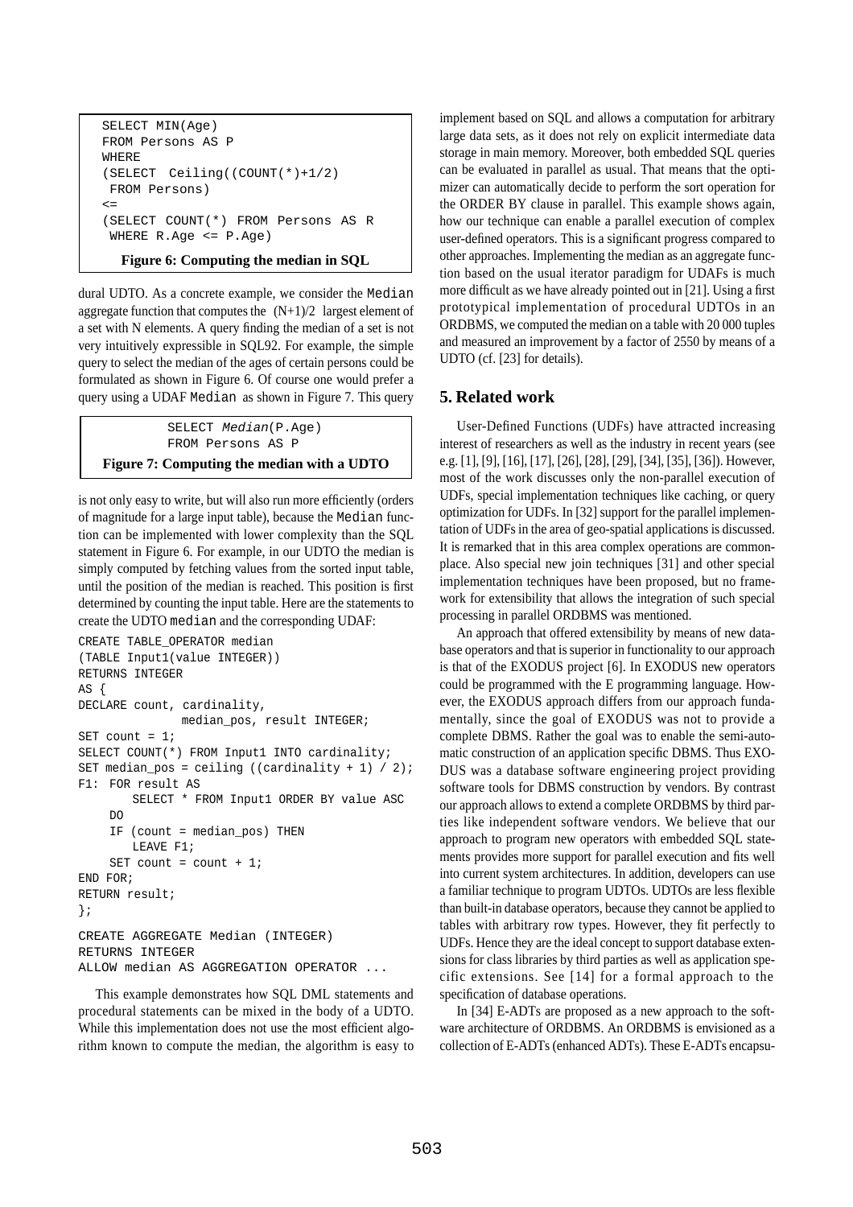```
SELECT MIN(Age)
FROM Persons AS P
WHERE
(SELECT  Ceiling((COUNT(*)+1/2)
 FROM Persons)
<=
(SELECT COUNT(*) FROM Persons AS R
 WHERE R.Age <= P.Age)
```

**Figure 6: Computing the median in SQL**

dural UDTO. As a concrete example, we consider the Median aggregate function that computes the $(N+1)/2$ largest element of a set with N elements. A query finding the median of a set is not very intuitively expressible in SQL92. For example, the simple query to select the median of the ages of certain persons could be formulated as shown in Figure 6. Of course one would prefer a query using a UDAF Median as shown in Figure 7. This query

```
SELECT Median(P.Age)
FROM Persons AS P
```

**Figure 7: Computing the median with a UDTO**

is not only easy to write, but will also run more efficiently (orders of magnitude for a large input table), because the Median function can be implemented with lower complexity than the SQL statement in Figure 6. For example, in our UDTO the median is simply computed by fetching values from the sorted input table, until the position of the median is reached. This position is first determined by counting the input table. Here are the statements to create the UDTO median and the corresponding UDAF:

```
CREATE TABLE_OPERATOR median
(TABLE Input1(value INTEGER))
RETURNS INTEGER
AS {
DECLARE count, cardinality,
            median_pos, result INTEGER;
SET count = 1;
SELECT COUNT(*) FROM Input1 INTO cardinality;
SET median_pos = ceiling ((cardinality + 1) / 2);
F1: FOR result AS
      SELECT * FROM Input1 ORDER BY value ASC
   DO
   IF (count = median_pos) THEN
      LEAVE F1;
   SET count = count + 1;
END FOR;
RETURN result;
};

CREATE AGGREGATE Median (INTEGER)
RETURNS INTEGER
ALLOW median AS AGGREGATION OPERATOR ...
```

This example demonstrates how SQL DML statements and procedural statements can be mixed in the body of a UDTO. While this implementation does not use the most efficient algorithm known to compute the median, the algorithm is easy to implement based on SQL and allows a computation for arbitrary large data sets, as it does not rely on explicit intermediate data storage in main memory. Moreover, both embedded SQL queries can be evaluated in parallel as usual. That means that the optimizer can automatically decide to perform the sort operation for the ORDER BY clause in parallel. This example shows again, how our technique can enable a parallel execution of complex user-defined operators. This is a significant progress compared to other approaches. Implementing the median as an aggregate function based on the usual iterator paradigm for UDAFs is much more difficult as we have already pointed out in [21]. Using a first prototypical implementation of procedural UDTOs in an ORDBMS, we computed the median on a table with 20 000 tuples and measured an improvement by a factor of 2550 by means of a UDTO (cf. [23] for details).

## 5. Related work

User-Defined Functions (UDFs) have attracted increasing interest of researchers as well as the industry in recent years (see e.g. [1], [9], [16], [17], [26], [28], [29], [34], [35], [36]). However, most of the work discusses only the non-parallel execution of UDFs, special implementation techniques like caching, or query optimization for UDFs. In [32] support for the parallel implementation of UDFs in the area of geo-spatial applications is discussed. It is remarked that in this area complex operations are commonplace. Also special new join techniques [31] and other special implementation techniques have been proposed, but no framework for extensibility that allows the integration of such special processing in parallel ORDBMS was mentioned.

An approach that offered extensibility by means of new database operators and that is superior in functionality to our approach is that of the EXODUS project [6]. In EXODUS new operators could be programmed with the E programming language. However, the EXODUS approach differs from our approach fundamentally, since the goal of EXODUS was not to provide a complete DBMS. Rather the goal was to enable the semi-automatic construction of an application specific DBMS. Thus EXODUS was a database software engineering project providing software tools for DBMS construction by vendors. By contrast our approach allows to extend a complete ORDBMS by third parties like independent software vendors. We believe that our approach to program new operators with embedded SQL statements provides more support for parallel execution and fits well into current system architectures. In addition, developers can use a familiar technique to program UDTOs. UDTOs are less flexible than built-in database operators, because they cannot be applied to tables with arbitrary row types. However, they fit perfectly to UDFs. Hence they are the ideal concept to support database extensions for class libraries by third parties as well as application specific extensions. See [14] for a formal approach to the specification of database operations.

In [34] E-ADTs are proposed as a new approach to the software architecture of ORDBMS. An ORDBMS is envisioned as a collection of E-ADTs (enhanced ADTs). These E-ADTs encapsu-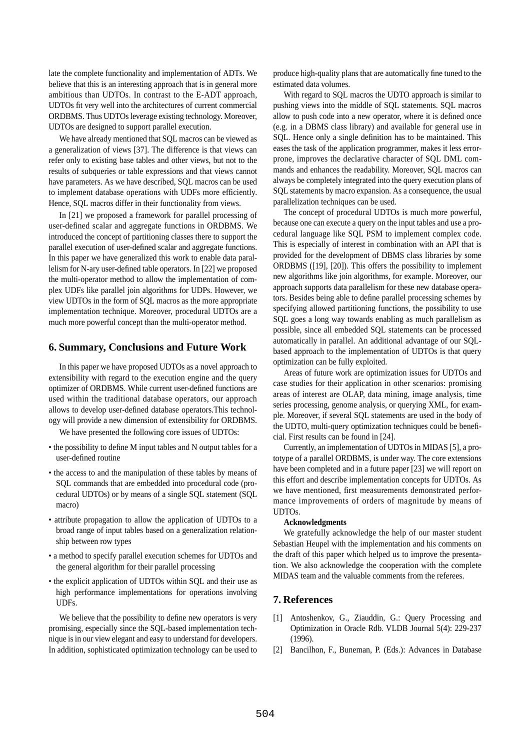late the complete functionality and implementation of ADTs. We believe that this is an interesting approach that is in general more ambitious than UDTOs. In contrast to the E-ADT approach, UDTOs fit very well into the architectures of current commercial ORDBMS. Thus UDTOs leverage existing technology. Moreover, UDTOs are designed to support parallel execution.

We have already mentioned that SQL macros can be viewed as a generalization of views [37]. The difference is that views can refer only to existing base tables and other views, but not to the results of subqueries or table expressions and that views cannot have parameters. As we have described, SQL macros can be used to implement database operations with UDFs more efficiently. Hence, SQL macros differ in their functionality from views.

In [21] we proposed a framework for parallel processing of user-defined scalar and aggregate functions in ORDBMS. We introduced the concept of partitioning classes there to support the parallel execution of user-defined scalar and aggregate functions. In this paper we have generalized this work to enable data parallelism for N-ary user-defined table operators. In [22] we proposed the multi-operator method to allow the implementation of complex UDFs like parallel join algorithms for UDPs. However, we view UDTOs in the form of SQL macros as the more appropriate implementation technique. Moreover, procedural UDTOs are a much more powerful concept than the multi-operator method.

## 6. Summary, Conclusions and Future Work

In this paper we have proposed UDTOs as a novel approach to extensibility with regard to the execution engine and the query optimizer of ORDBMS. While current user-defined functions are used within the traditional database operators, our approach allows to develop user-defined database operators.This technology will provide a new dimension of extensibility for ORDBMS.

We have presented the following core issues of UDTOs:

- the possibility to define M input tables and N output tables for a user-defined routine
- the access to and the manipulation of these tables by means of SQL commands that are embedded into procedural code (procedural UDTOs) or by means of a single SQL statement (SQL macro)
- attribute propagation to allow the application of UDTOs to a broad range of input tables based on a generalization relationship between row types
- a method to specify parallel execution schemes for UDTOs and the general algorithm for their parallel processing
- the explicit application of UDTOs within SQL and their use as high performance implementations for operations involving UDFs.

We believe that the possibility to define new operators is very promising, especially since the SQL-based implementation technique is in our view elegant and easy to understand for developers. In addition, sophisticated optimization technology can be used to produce high-quality plans that are automatically fine tuned to the estimated data volumes.

With regard to SQL macros the UDTO approach is similar to pushing views into the middle of SQL statements. SQL macros allow to push code into a new operator, where it is defined once (e.g. in a DBMS class library) and available for general use in SQL. Hence only a single definition has to be maintained. This eases the task of the application programmer, makes it less error-prone, improves the declarative character of SQL DML commands and enhances the readability. Moreover, SQL macros can always be completely integrated into the query execution plans of SQL statements by macro expansion. As a consequence, the usual parallelization techniques can be used.

The concept of procedural UDTOs is much more powerful, because one can execute a query on the input tables and use a procedural language like SQL PSM to implement complex code. This is especially of interest in combination with an API that is provided for the development of DBMS class libraries by some ORDBMS ([19], [20]). This offers the possibility to implement new algorithms like join algorithms, for example. Moreover, our approach supports data parallelism for these new database operators. Besides being able to define parallel processing schemes by specifying allowed partitioning functions, the possibility to use SQL goes a long way towards enabling as much parallelism as possible, since all embedded SQL statements can be processed automatically in parallel. An additional advantage of our SQL-based approach to the implementation of UDTOs is that query optimization can be fully exploited.

Areas of future work are optimization issues for UDTOs and case studies for their application in other scenarios: promising areas of interest are OLAP, data mining, image analysis, time series processing, genome analysis, or querying XML, for example. Moreover, if several SQL statements are used in the body of the UDTO, multi-query optimization techniques could be beneficial. First results can be found in [24].

Currently, an implementation of UDTOs in MIDAS [5], a prototype of a parallel ORDBMS, is under way. The core extensions have been completed and in a future paper [23] we will report on this effort and describe implementation concepts for UDTOs. As we have mentioned, first measurements demonstrated performance improvements of orders of magnitude by means of UDTOs.

**Acknowledgments**

We gratefully acknowledge the help of our master student Sebastian Heupel with the implementation and his comments on the draft of this paper which helped us to improve the presentation. We also acknowledge the cooperation with the complete MIDAS team and the valuable comments from the referees.

## 7. References

[1] Antoshenkov, G., Ziauddin, G.: Query Processing and Optimization in Oracle Rdb. VLDB Journal 5(4): 229-237 (1996).

[2] Bancilhon, F., Buneman, P. (Eds.): Advances in Database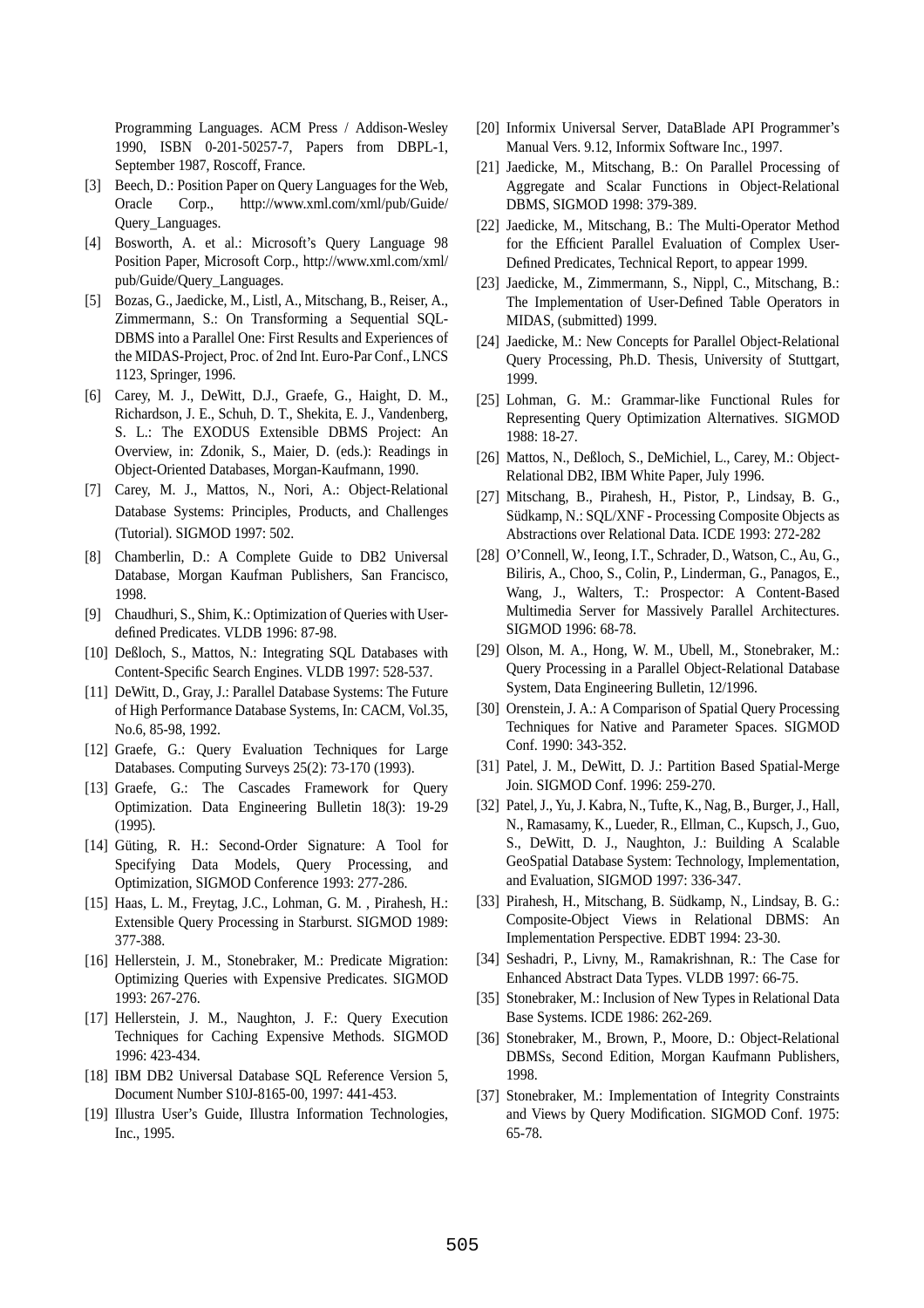Programming Languages. ACM Press / Addison-Wesley 1990, ISBN 0-201-50257-7, Papers from DBPL-1, September 1987, Roscoff, France.

[3] Beech, D.: Position Paper on Query Languages for the Web, Oracle Corp., http://www.xml.com/xml/pub/Guide/Query_Languages.

[4] Bosworth, A. et al.: Microsoft's Query Language 98 Position Paper, Microsoft Corp., http://www.xml.com/xml/pub/Guide/Query_Languages.

[5] Bozas, G., Jaedicke, M., Listl, A., Mitschang, B., Reiser, A., Zimmermann, S.: On Transforming a Sequential SQL-DBMS into a Parallel One: First Results and Experiences of the MIDAS-Project, Proc. of 2nd Int. Euro-Par Conf., LNCS 1123, Springer, 1996.

[6] Carey, M. J., DeWitt, D.J., Graefe, G., Haight, D. M., Richardson, J. E., Schuh, D. T., Shekita, E. J., Vandenberg, S. L.: The EXODUS Extensible DBMS Project: An Overview, in: Zdonik, S., Maier, D. (eds.): Readings in Object-Oriented Databases, Morgan-Kaufmann, 1990.

[7] Carey, M. J., Mattos, N., Nori, A.: Object-Relational Database Systems: Principles, Products, and Challenges (Tutorial). SIGMOD 1997: 502.

[8] Chamberlin, D.: A Complete Guide to DB2 Universal Database, Morgan Kaufman Publishers, San Francisco, 1998.

[9] Chaudhuri, S., Shim, K.: Optimization of Queries with User-defined Predicates. VLDB 1996: 87-98.

[10] Deßloch, S., Mattos, N.: Integrating SQL Databases with Content-Specific Search Engines. VLDB 1997: 528-537.

[11] DeWitt, D., Gray, J.: Parallel Database Systems: The Future of High Performance Database Systems, In: CACM, Vol.35, No.6, 85-98, 1992.

[12] Graefe, G.: Query Evaluation Techniques for Large Databases. Computing Surveys 25(2): 73-170 (1993).

[13] Graefe, G.: The Cascades Framework for Query Optimization. Data Engineering Bulletin 18(3): 19-29 (1995).

[14] Güting, R. H.: Second-Order Signature: A Tool for Specifying Data Models, Query Processing, and Optimization, SIGMOD Conference 1993: 277-286.

[15] Haas, L. M., Freytag, J.C., Lohman, G. M. , Pirahesh, H.: Extensible Query Processing in Starburst. SIGMOD 1989: 377-388.

[16] Hellerstein, J. M., Stonebraker, M.: Predicate Migration: Optimizing Queries with Expensive Predicates. SIGMOD 1993: 267-276.

[17] Hellerstein, J. M., Naughton, J. F.: Query Execution Techniques for Caching Expensive Methods. SIGMOD 1996: 423-434.

[18] IBM DB2 Universal Database SQL Reference Version 5, Document Number S10J-8165-00, 1997: 441-453.

[19] Illustra User's Guide, Illustra Information Technologies, Inc., 1995.

[20] Informix Universal Server, DataBlade API Programmer's Manual Vers. 9.12, Informix Software Inc., 1997.

[21] Jaedicke, M., Mitschang, B.: On Parallel Processing of Aggregate and Scalar Functions in Object-Relational DBMS, SIGMOD 1998: 379-389.

[22] Jaedicke, M., Mitschang, B.: The Multi-Operator Method for the Efficient Parallel Evaluation of Complex User-Defined Predicates, Technical Report, to appear 1999.

[23] Jaedicke, M., Zimmermann, S., Nippl, C., Mitschang, B.: The Implementation of User-Defined Table Operators in MIDAS, (submitted) 1999.

[24] Jaedicke, M.: New Concepts for Parallel Object-Relational Query Processing, Ph.D. Thesis, University of Stuttgart, 1999.

[25] Lohman, G. M.: Grammar-like Functional Rules for Representing Query Optimization Alternatives. SIGMOD 1988: 18-27.

[26] Mattos, N., Deßloch, S., DeMichiel, L., Carey, M.: Object-Relational DB2, IBM White Paper, July 1996.

[27] Mitschang, B., Pirahesh, H., Pistor, P., Lindsay, B. G., Südkamp, N.: SQL/XNF - Processing Composite Objects as Abstractions over Relational Data. ICDE 1993: 272-282

[28] O'Connell, W., Ieong, I.T., Schrader, D., Watson, C., Au, G., Biliris, A., Choo, S., Colin, P., Linderman, G., Panagos, E., Wang, J., Walters, T.: Prospector: A Content-Based Multimedia Server for Massively Parallel Architectures. SIGMOD 1996: 68-78.

[29] Olson, M. A., Hong, W. M., Ubell, M., Stonebraker, M.: Query Processing in a Parallel Object-Relational Database System, Data Engineering Bulletin, 12/1996.

[30] Orenstein, J. A.: A Comparison of Spatial Query Processing Techniques for Native and Parameter Spaces. SIGMOD Conf. 1990: 343-352.

[31] Patel, J. M., DeWitt, D. J.: Partition Based Spatial-Merge Join. SIGMOD Conf. 1996: 259-270.

[32] Patel, J., Yu, J. Kabra, N., Tufte, K., Nag, B., Burger, J., Hall, N., Ramasamy, K., Lueder, R., Ellman, C., Kupsch, J., Guo, S., DeWitt, D. J., Naughton, J.: Building A Scalable GeoSpatial Database System: Technology, Implementation, and Evaluation, SIGMOD 1997: 336-347.

[33] Pirahesh, H., Mitschang, B. Südkamp, N., Lindsay, B. G.: Composite-Object Views in Relational DBMS: An Implementation Perspective. EDBT 1994: 23-30.

[34] Seshadri, P., Livny, M., Ramakrishnan, R.: The Case for Enhanced Abstract Data Types. VLDB 1997: 66-75.

[35] Stonebraker, M.: Inclusion of New Types in Relational Data Base Systems. ICDE 1986: 262-269.

[36] Stonebraker, M., Brown, P., Moore, D.: Object-Relational DBMSs, Second Edition, Morgan Kaufmann Publishers, 1998.

[37] Stonebraker, M.: Implementation of Integrity Constraints and Views by Query Modification. SIGMOD Conf. 1975: 65-78.